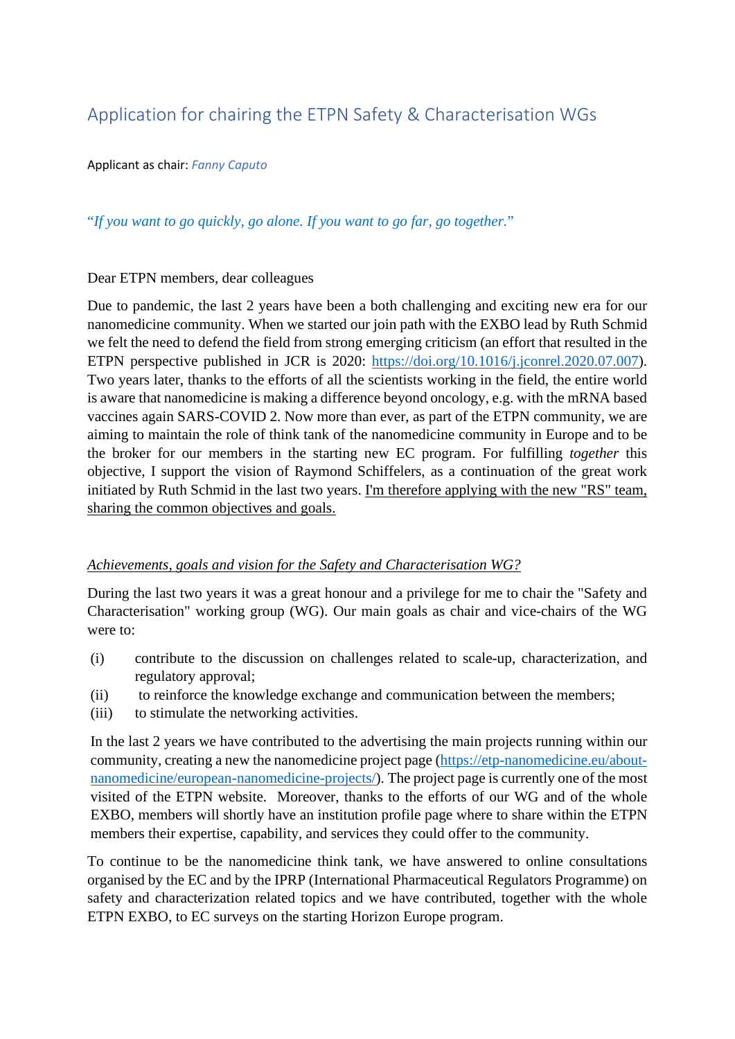# Application for chairing the ETPN Safety & Characterisation WGs

Applicant as chair: *Fanny Caputo*

*"If you want to go quickly, go alone. If you want to go far, go together."*

Dear ETPN members, dear colleagues

Due to pandemic, the last 2 years have been a both challenging and exciting new era for our nanomedicine community. When we started our join path with the EXBO lead by Ruth Schmid we felt the need to defend the field from strong emerging criticism (an effort that resulted in the ETPN perspective published in JCR is 2020: https://doi.org/10.1016/j.jconrel.2020.07.007). Two years later, thanks to the efforts of all the scientists working in the field, the entire world is aware that nanomedicine is making a difference beyond oncology, e.g. with the mRNA based vaccines again SARS-COVID 2. Now more than ever, as part of the ETPN community, we are aiming to maintain the role of think tank of the nanomedicine community in Europe and to be the broker for our members in the starting new EC program. For fulfilling *together* this objective, I support the vision of Raymond Schiffelers, as a continuation of the great work initiated by Ruth Schmid in the last two years. I'm therefore applying with the new "RS" team, sharing the common objectives and goals.

*Achievements, goals and vision for the Safety and Characterisation WG?*

During the last two years it was a great honour and a privilege for me to chair the "Safety and Characterisation" working group (WG). Our main goals as chair and vice-chairs of the WG were to:

(i) contribute to the discussion on challenges related to scale-up, characterization, and regulatory approval;
(ii) to reinforce the knowledge exchange and communication between the members;
(iii) to stimulate the networking activities.

In the last 2 years we have contributed to the advertising the main projects running within our community, creating a new the nanomedicine project page (https://etp-nanomedicine.eu/about-nanomedicine/european-nanomedicine-projects/). The project page is currently one of the most visited of the ETPN website. Moreover, thanks to the efforts of our WG and of the whole EXBO, members will shortly have an institution profile page where to share within the ETPN members their expertise, capability, and services they could offer to the community.

To continue to be the nanomedicine think tank, we have answered to online consultations organised by the EC and by the IPRP (International Pharmaceutical Regulators Programme) on safety and characterization related topics and we have contributed, together with the whole ETPN EXBO, to EC surveys on the starting Horizon Europe program.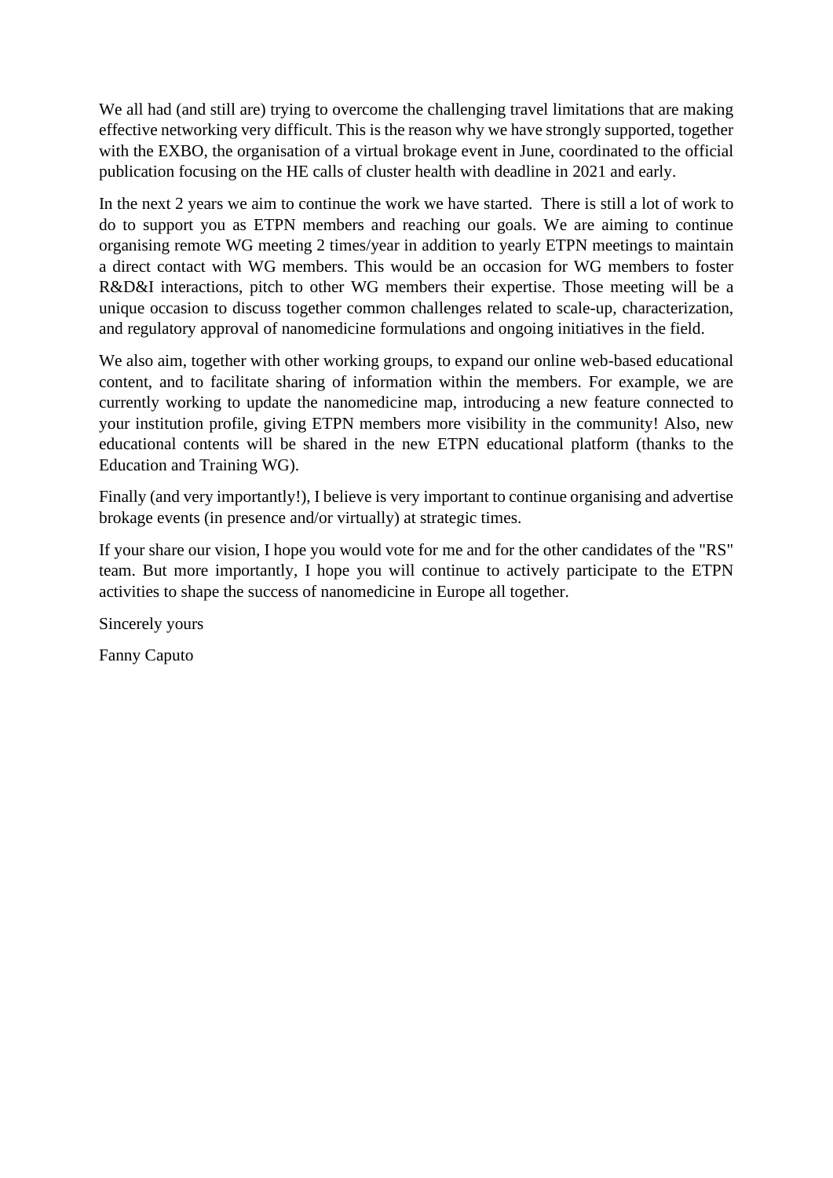We all had (and still are) trying to overcome the challenging travel limitations that are making effective networking very difficult. This is the reason why we have strongly supported, together with the EXBO, the organisation of a virtual brokage event in June, coordinated to the official publication focusing on the HE calls of cluster health with deadline in 2021 and early.

In the next 2 years we aim to continue the work we have started.  There is still a lot of work to do to support you as ETPN members and reaching our goals. We are aiming to continue organising remote WG meeting 2 times/year in addition to yearly ETPN meetings to maintain a direct contact with WG members. This would be an occasion for WG members to foster R&D&I interactions, pitch to other WG members their expertise. Those meeting will be a unique occasion to discuss together common challenges related to scale-up, characterization, and regulatory approval of nanomedicine formulations and ongoing initiatives in the field.

We also aim, together with other working groups, to expand our online web-based educational content, and to facilitate sharing of information within the members. For example, we are currently working to update the nanomedicine map, introducing a new feature connected to your institution profile, giving ETPN members more visibility in the community! Also, new educational contents will be shared in the new ETPN educational platform (thanks to the Education and Training WG).

Finally (and very importantly!), I believe is very important to continue organising and advertise brokage events (in presence and/or virtually) at strategic times.

If your share our vision, I hope you would vote for me and for the other candidates of the "RS" team. But more importantly, I hope you will continue to actively participate to the ETPN activities to shape the success of nanomedicine in Europe all together.

Sincerely yours

Fanny Caputo